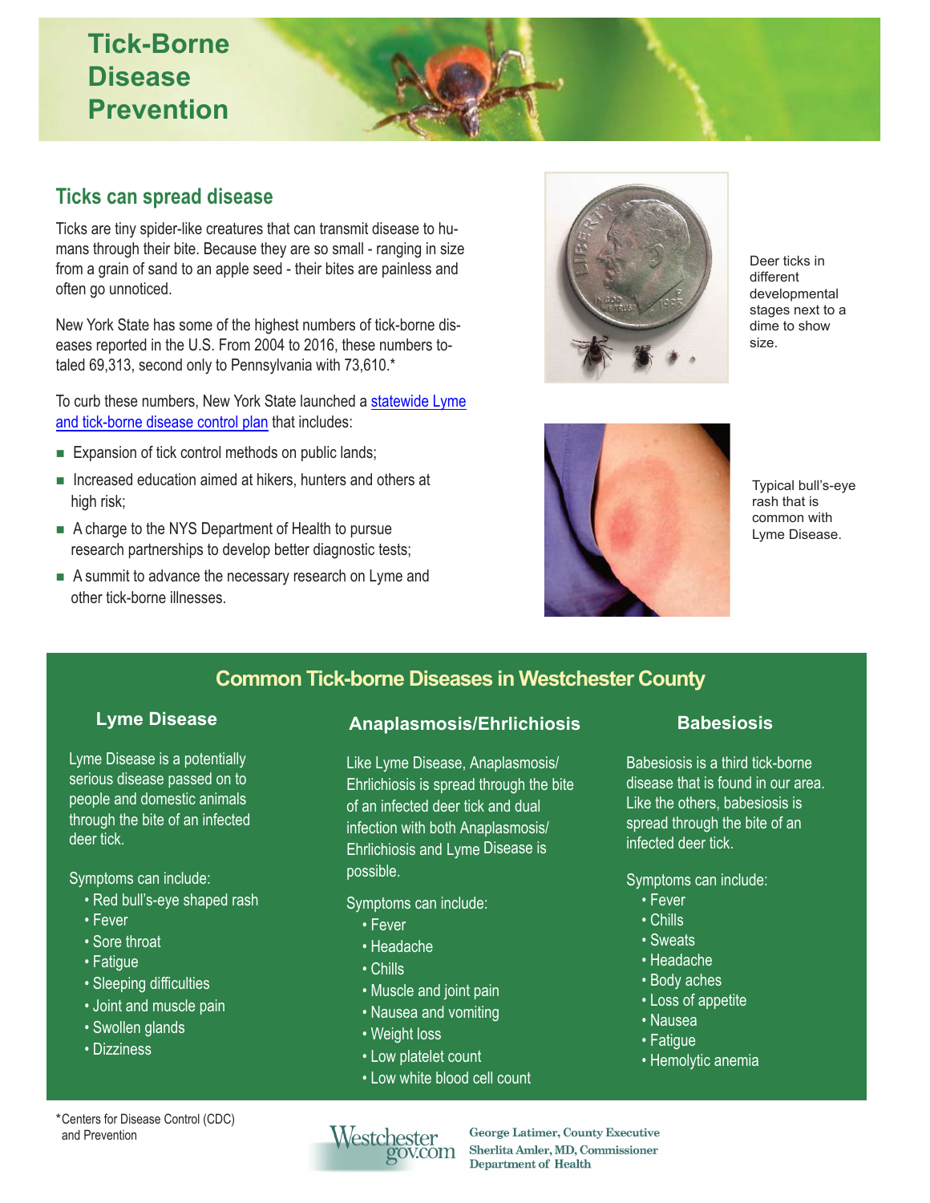# Tick-Borne Disease Prevention

## Ticks can spread disease

Ticks are tiny spider-like creatures that can transmit disease to humans through their bite. Because they are so small - ranging in size from a grain of sand to an apple seed - their bites are painless and often go unnoticed.

New York State has some of the highest numbers of tick-borne diseases reported in the U.S. From 2004 to 2016, these numbers totaled 69,313, second only to Pennsylvania with 73,610.*

To curb these numbers, New York State launched a statewide Lyme and tick-borne disease control plan that includes:

- Expansion of tick control methods on public lands;
- Increased education aimed at hikers, hunters and others at high risk;
- A charge to the NYS Department of Health to pursue research partnerships to develop better diagnostic tests;
- A summit to advance the necessary research on Lyme and other tick-borne illnesses.

Deer ticks in different developmental stages next to a dime to show size.

Typical bull's-eye rash that is common with Lyme Disease.

## Common Tick-borne Diseases in Westchester County

### Lyme Disease

Lyme Disease is a potentially serious disease passed on to people and domestic animals through the bite of an infected deer tick.

Symptoms can include:

- Red bull's-eye shaped rash
- Fever
- Sore throat
- Fatigue
- Sleeping difficulties
- Joint and muscle pain
- Swollen glands
- Dizziness

### Anaplasmosis/Ehrlichiosis

Like Lyme Disease, Anaplasmosis/Ehrlichiosis is spread through the bite of an infected deer tick and dual infection with both Anaplasmosis/Ehrlichiosis and Lyme Disease is possible.

Symptoms can include:

- Fever
- Headache
- Chills
- Muscle and joint pain
- Nausea and vomiting
- Weight loss
- Low platelet count
- Low white blood cell count

### Babesiosis

Babesiosis is a third tick-borne disease that is found in our area. Like the others, babesiosis is spread through the bite of an infected deer tick.

Symptoms can include:

- Fever
- Chills
- Sweats
- Headache
- Body aches
- Loss of appetite
- Nausea
- Fatigue
- Hemolytic anemia

*Centers for Disease Control (CDC) and Prevention

Westchestergov.com
George Latimer, County Executive
Sherlita Amler, MD, Commissioner
Department of Health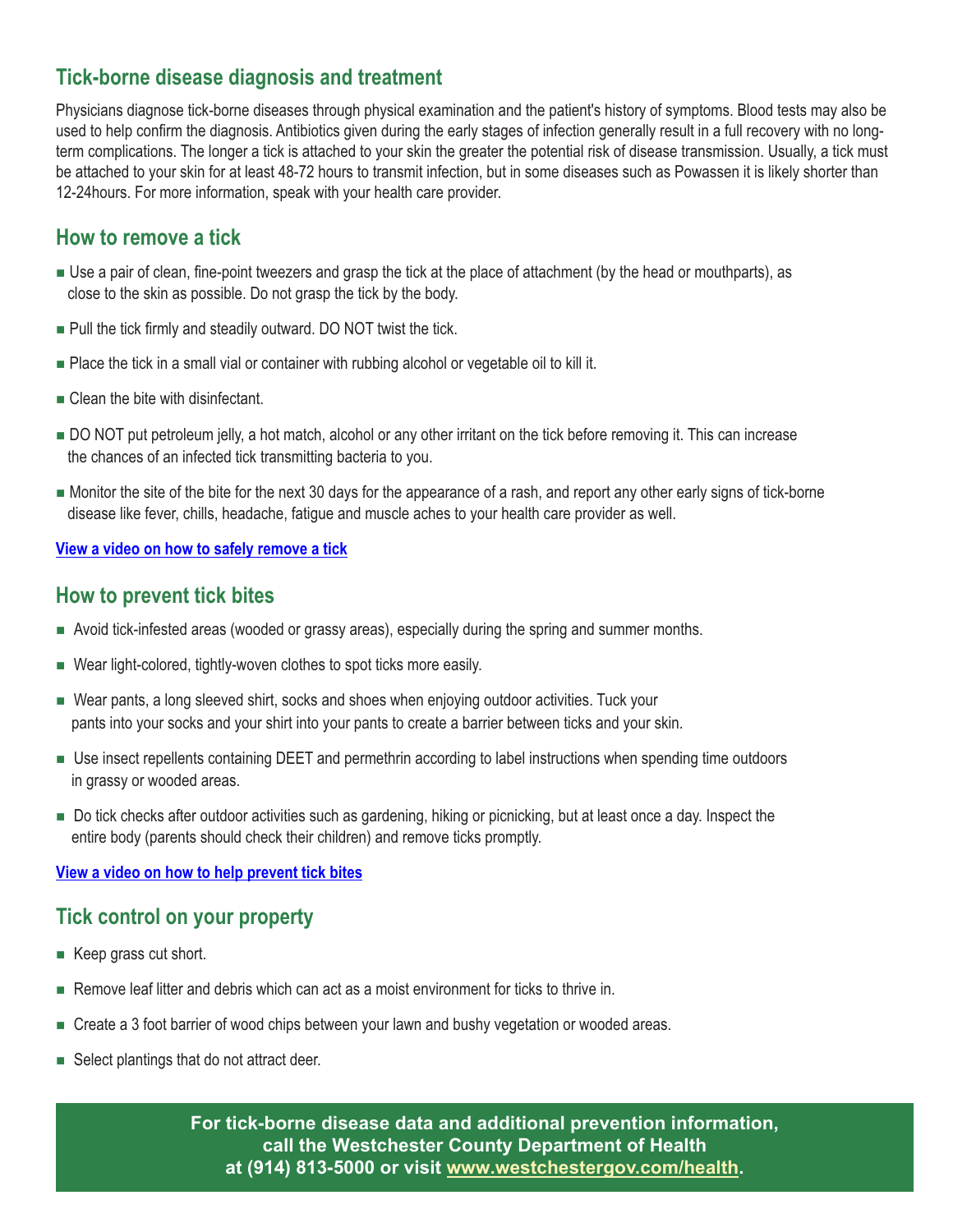## Tick-borne disease diagnosis and treatment

Physicians diagnose tick-borne diseases through physical examination and the patient's history of symptoms. Blood tests may also be used to help confirm the diagnosis. Antibiotics given during the early stages of infection generally result in a full recovery with no long-term complications. The longer a tick is attached to your skin the greater the potential risk of disease transmission. Usually, a tick must be attached to your skin for at least 48-72 hours to transmit infection, but in some diseases such as Powassen it is likely shorter than 12-24hours. For more information, speak with your health care provider.

## How to remove a tick

- Use a pair of clean, fine-point tweezers and grasp the tick at the place of attachment (by the head or mouthparts), as close to the skin as possible. Do not grasp the tick by the body.
- Pull the tick firmly and steadily outward. DO NOT twist the tick.
- Place the tick in a small vial or container with rubbing alcohol or vegetable oil to kill it.
- Clean the bite with disinfectant.
- DO NOT put petroleum jelly, a hot match, alcohol or any other irritant on the tick before removing it. This can increase the chances of an infected tick transmitting bacteria to you.
- Monitor the site of the bite for the next 30 days for the appearance of a rash, and report any other early signs of tick-borne disease like fever, chills, headache, fatigue and muscle aches to your health care provider as well.

**View a video on how to safely remove a tick**

## How to prevent tick bites

- Avoid tick-infested areas (wooded or grassy areas), especially during the spring and summer months.
- Wear light-colored, tightly-woven clothes to spot ticks more easily.
- Wear pants, a long sleeved shirt, socks and shoes when enjoying outdoor activities. Tuck your pants into your socks and your shirt into your pants to create a barrier between ticks and your skin.
- Use insect repellents containing DEET and permethrin according to label instructions when spending time outdoors in grassy or wooded areas.
- Do tick checks after outdoor activities such as gardening, hiking or picnicking, but at least once a day. Inspect the entire body (parents should check their children) and remove ticks promptly.

**View a video on how to help prevent tick bites**

## Tick control on your property

- Keep grass cut short.
- Remove leaf litter and debris which can act as a moist environment for ticks to thrive in.
- Create a 3 foot barrier of wood chips between your lawn and bushy vegetation or wooded areas.
- Select plantings that do not attract deer.

**For tick-borne disease data and additional prevention information, call the Westchester County Department of Health at (914) 813-5000 or visit www.westchestergov.com/health.**